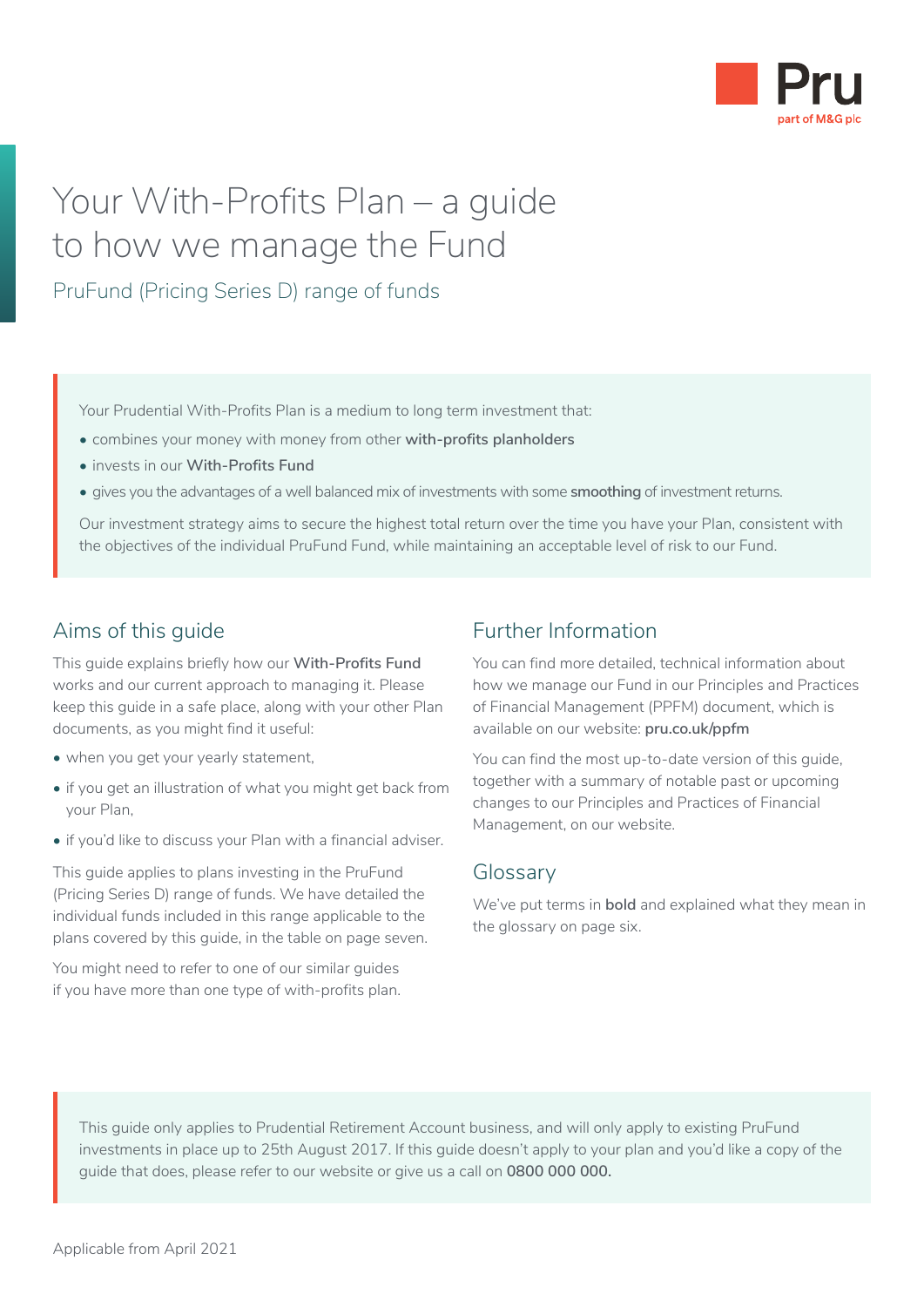# Your With-Profits Plan – a guide to how we manage the Fund

PruFund (Pricing Series D) range of funds

Your Prudential With-Profits Plan is a medium to long term investment that:

- combines your money with money from other **with-profits planholders**
- invests in our **With-Profits Fund**
- gives you the advantages of a well balanced mix of investments with some **smoothing** of investment returns.

Our investment strategy aims to secure the highest total return over the time you have your Plan, consistent with the objectives of the individual PruFund Fund, while maintaining an acceptable level of risk to our Fund.

## Aims of this guide

This guide explains briefly how our **With-Profits Fund** works and our current approach to managing it. Please keep this guide in a safe place, along with your other Plan documents, as you might find it useful:

- when you get your yearly statement,
- if you get an illustration of what you might get back from your Plan,
- if you'd like to discuss your Plan with a financial adviser.

This guide applies to plans investing in the PruFund (Pricing Series D) range of funds. We have detailed the individual funds included in this range applicable to the plans covered by this guide, in the table on page seven.

You might need to refer to one of our similar guides if you have more than one type of with-profits plan.

## Further Information

You can find more detailed, technical information about how we manage our Fund in our Principles and Practices of Financial Management (PPFM) document, which is available on our website: **pru.co.uk/ppfm**

You can find the most up-to-date version of this guide, together with a summary of notable past or upcoming changes to our Principles and Practices of Financial Management, on our website.

## Glossary

We've put terms in **bold** and explained what they mean in the glossary on page six.

This guide only applies to Prudential Retirement Account business, and will only apply to existing PruFund investments in place up to 25th August 2017. If this guide doesn't apply to your plan and you'd like a copy of the guide that does, please refer to our website or give us a call on **0800 000 000.**

Applicable from April 2021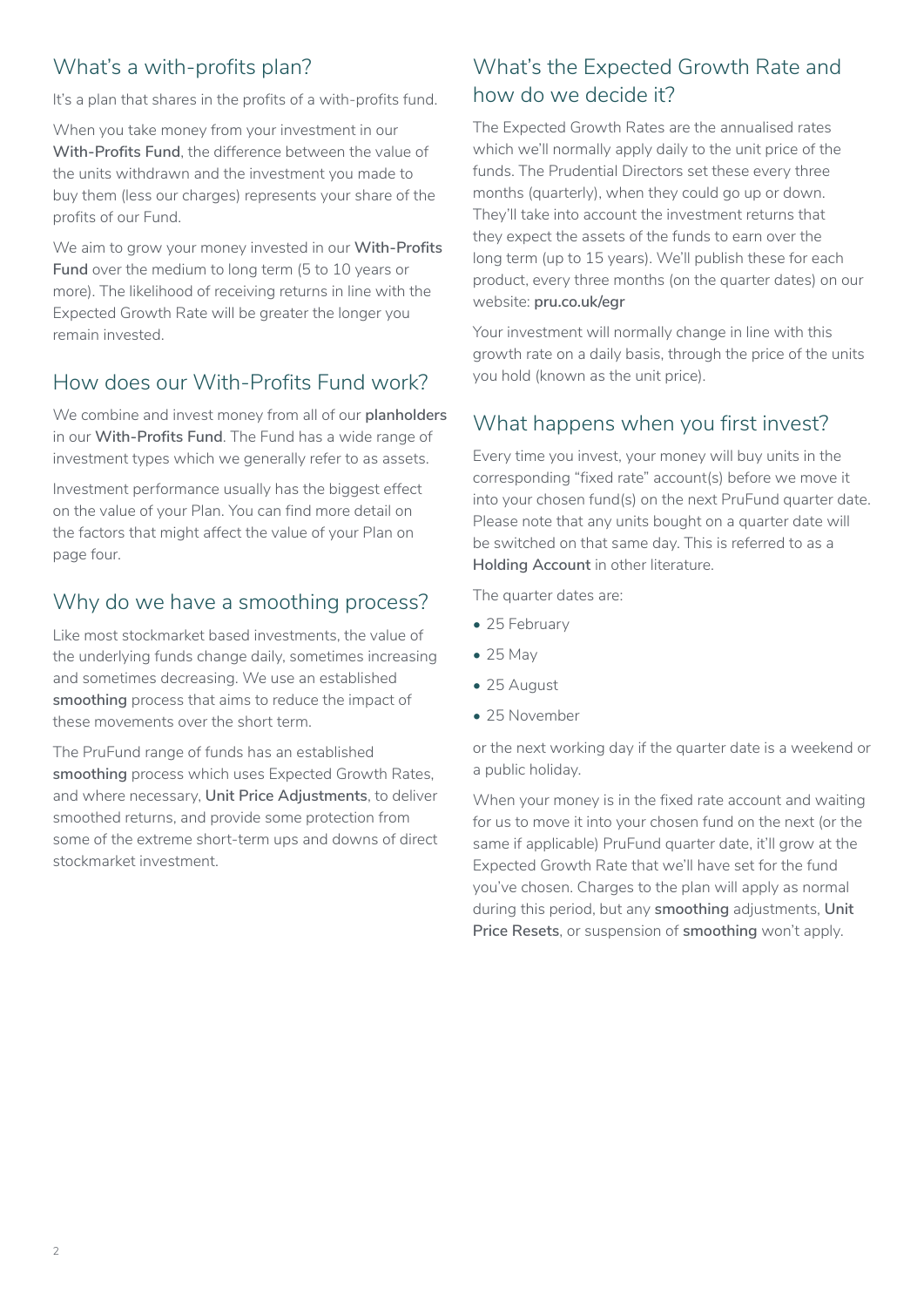## What's a with-profits plan?

It's a plan that shares in the profits of a with-profits fund.

When you take money from your investment in our **With-Profits Fund**, the difference between the value of the units withdrawn and the investment you made to buy them (less our charges) represents your share of the profits of our Fund.

We aim to grow your money invested in our **With-Profits Fund** over the medium to long term (5 to 10 years or more). The likelihood of receiving returns in line with the Expected Growth Rate will be greater the longer you remain invested.

## How does our With-Profits Fund work?

We combine and invest money from all of our **planholders** in our **With-Profits Fund**. The Fund has a wide range of investment types which we generally refer to as assets.

Investment performance usually has the biggest effect on the value of your Plan. You can find more detail on the factors that might affect the value of your Plan on page four.

## Why do we have a smoothing process?

Like most stockmarket based investments, the value of the underlying funds change daily, sometimes increasing and sometimes decreasing. We use an established **smoothing** process that aims to reduce the impact of these movements over the short term.

The PruFund range of funds has an established **smoothing** process which uses Expected Growth Rates, and where necessary, **Unit Price Adjustments**, to deliver smoothed returns, and provide some protection from some of the extreme short-term ups and downs of direct stockmarket investment.

## What's the Expected Growth Rate and how do we decide it?

The Expected Growth Rates are the annualised rates which we'll normally apply daily to the unit price of the funds. The Prudential Directors set these every three months (quarterly), when they could go up or down. They'll take into account the investment returns that they expect the assets of the funds to earn over the long term (up to 15 years). We'll publish these for each product, every three months (on the quarter dates) on our website: **pru.co.uk/egr**

Your investment will normally change in line with this growth rate on a daily basis, through the price of the units you hold (known as the unit price).

## What happens when you first invest?

Every time you invest, your money will buy units in the corresponding "fixed rate" account(s) before we move it into your chosen fund(s) on the next PruFund quarter date. Please note that any units bought on a quarter date will be switched on that same day. This is referred to as a **Holding Account** in other literature.

The quarter dates are:

- 25 February
- 25 May
- 25 August
- 25 November

or the next working day if the quarter date is a weekend or a public holiday.

When your money is in the fixed rate account and waiting for us to move it into your chosen fund on the next (or the same if applicable) PruFund quarter date, it'll grow at the Expected Growth Rate that we'll have set for the fund you've chosen. Charges to the plan will apply as normal during this period, but any **smoothing** adjustments, **Unit Price Resets**, or suspension of **smoothing** won't apply.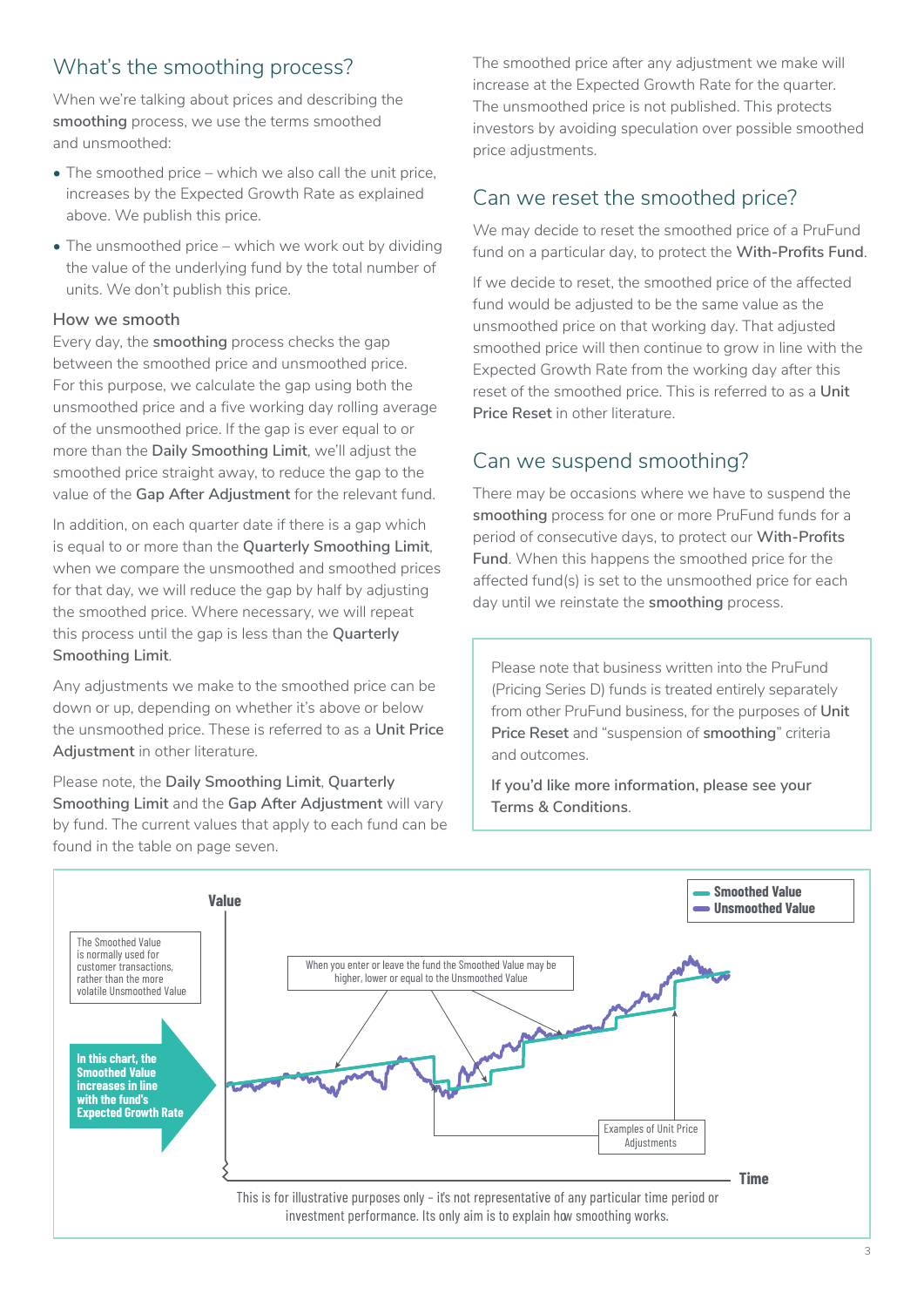## What's the smoothing process?

When we're talking about prices and describing the **smoothing** process, we use the terms smoothed and unsmoothed:

- The smoothed price – which we also call the unit price, increases by the Expected Growth Rate as explained above. We publish this price.
- The unsmoothed price – which we work out by dividing the value of the underlying fund by the total number of units. We don't publish this price.

### How we smooth

Every day, the **smoothing** process checks the gap between the smoothed price and unsmoothed price. For this purpose, we calculate the gap using both the unsmoothed price and a five working day rolling average of the unsmoothed price. If the gap is ever equal to or more than the **Daily Smoothing Limit**, we'll adjust the smoothed price straight away, to reduce the gap to the value of the **Gap After Adjustment** for the relevant fund.

In addition, on each quarter date if there is a gap which is equal to or more than the **Quarterly Smoothing Limit**, when we compare the unsmoothed and smoothed prices for that day, we will reduce the gap by half by adjusting the smoothed price. Where necessary, we will repeat this process until the gap is less than the **Quarterly Smoothing Limit**.

Any adjustments we make to the smoothed price can be down or up, depending on whether it's above or below the unsmoothed price. These is referred to as a **Unit Price Adjustment** in other literature.

Please note, the **Daily Smoothing Limit**, **Quarterly Smoothing Limit** and the **Gap After Adjustment** will vary by fund. The current values that apply to each fund can be found in the table on page seven.

The smoothed price after any adjustment we make will increase at the Expected Growth Rate for the quarter. The unsmoothed price is not published. This protects investors by avoiding speculation over possible smoothed price adjustments.

## Can we reset the smoothed price?

We may decide to reset the smoothed price of a PruFund fund on a particular day, to protect the **With-Profits Fund**.

If we decide to reset, the smoothed price of the affected fund would be adjusted to be the same value as the unsmoothed price on that working day. That adjusted smoothed price will then continue to grow in line with the Expected Growth Rate from the working day after this reset of the smoothed price. This is referred to as a **Unit Price Reset** in other literature.

## Can we suspend smoothing?

There may be occasions where we have to suspend the **smoothing** process for one or more PruFund funds for a period of consecutive days, to protect our **With-Profits Fund**. When this happens the smoothed price for the affected fund(s) is set to the unsmoothed price for each day until we reinstate the **smoothing** process.

Please note that business written into the PruFund (Pricing Series D) funds is treated entirely separately from other PruFund business, for the purposes of **Unit Price Reset** and "suspension of **smoothing**" criteria and outcomes.

**If you'd like more information, please see your Terms & Conditions.**

Value

Smoothed Value
Unsmoothed Value

The Smoothed Value is normally used for customer transactions, rather than the more volatile Unsmoothed Value

When you enter or leave the fund the Smoothed Value may be higher, lower or equal to the Unsmoothed Value

**In this chart, the Smoothed Value increases in line with the fund's Expected Growth Rate**

Examples of Unit Price Adjustments

Time

This is for illustrative purposes only – it's not representative of any particular time period or investment performance. Its only aim is to explain how smoothing works.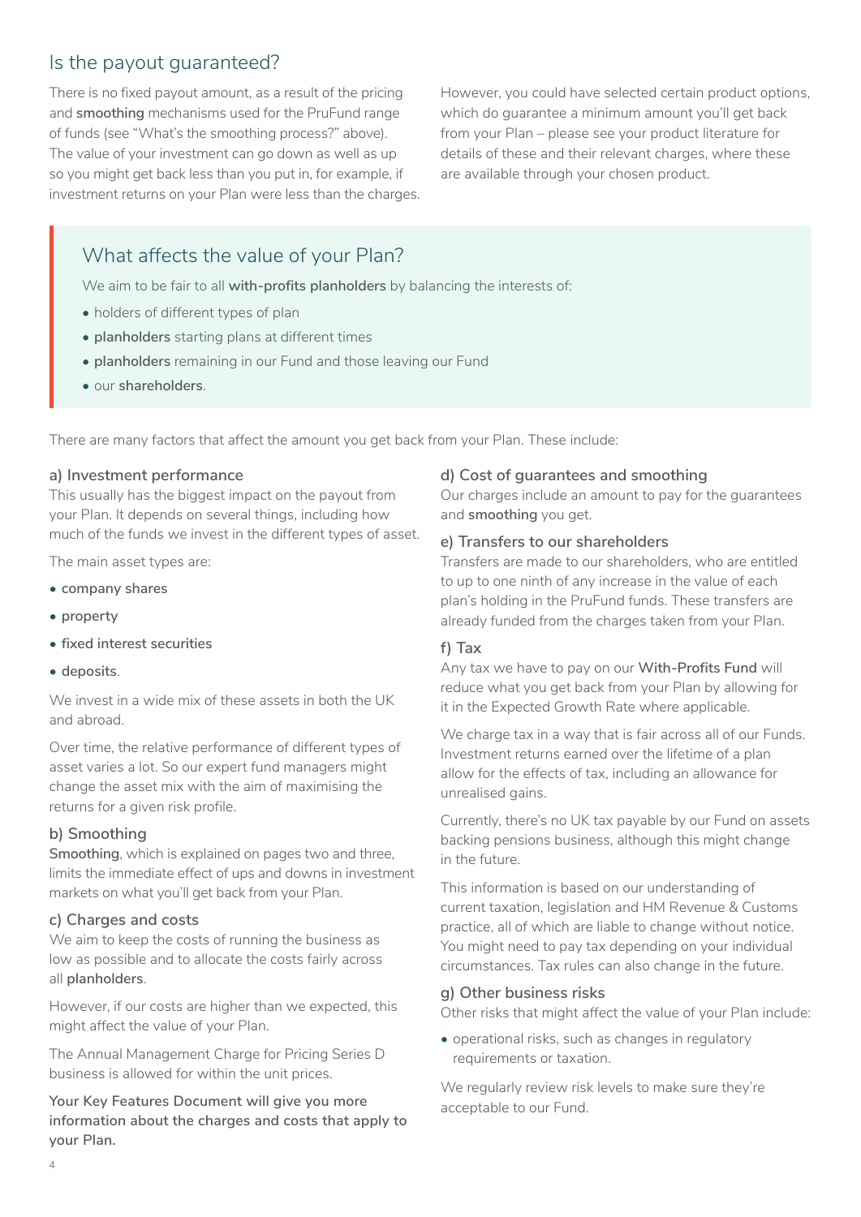## Is the payout guaranteed?

There is no fixed payout amount, as a result of the pricing and **smoothing** mechanisms used for the PruFund range of funds (see "What's the smoothing process?" above). The value of your investment can go down as well as up so you might get back less than you put in, for example, if investment returns on your Plan were less than the charges.

However, you could have selected certain product options, which do guarantee a minimum amount you'll get back from your Plan – please see your product literature for details of these and their relevant charges, where these are available through your chosen product.

## What affects the value of your Plan?

We aim to be fair to all **with-profits planholders** by balancing the interests of:

- holders of different types of plan
- **planholders** starting plans at different times
- **planholders** remaining in our Fund and those leaving our Fund
- our **shareholders**.

There are many factors that affect the amount you get back from your Plan. These include:

### a) Investment performance

This usually has the biggest impact on the payout from your Plan. It depends on several things, including how much of the funds we invest in the different types of asset.

The main asset types are:

- **company shares**
- **property**
- **fixed interest securities**
- **deposits**.

We invest in a wide mix of these assets in both the UK and abroad.

Over time, the relative performance of different types of asset varies a lot. So our expert fund managers might change the asset mix with the aim of maximising the returns for a given risk profile.

### b) Smoothing

**Smoothing**, which is explained on pages two and three, limits the immediate effect of ups and downs in investment markets on what you'll get back from your Plan.

### c) Charges and costs

We aim to keep the costs of running the business as low as possible and to allocate the costs fairly across all **planholders**.

However, if our costs are higher than we expected, this might affect the value of your Plan.

The Annual Management Charge for Pricing Series D business is allowed for within the unit prices.

**Your Key Features Document will give you more information about the charges and costs that apply to your Plan.**

### d) Cost of guarantees and smoothing

Our charges include an amount to pay for the guarantees and **smoothing** you get.

### e) Transfers to our shareholders

Transfers are made to our shareholders, who are entitled to up to one ninth of any increase in the value of each plan's holding in the PruFund funds. These transfers are already funded from the charges taken from your Plan.

### f) Tax

Any tax we have to pay on our **With-Profits Fund** will reduce what you get back from your Plan by allowing for it in the Expected Growth Rate where applicable.

We charge tax in a way that is fair across all of our Funds. Investment returns earned over the lifetime of a plan allow for the effects of tax, including an allowance for unrealised gains.

Currently, there's no UK tax payable by our Fund on assets backing pensions business, although this might change in the future.

This information is based on our understanding of current taxation, legislation and HM Revenue & Customs practice, all of which are liable to change without notice. You might need to pay tax depending on your individual circumstances. Tax rules can also change in the future.

### g) Other business risks

Other risks that might affect the value of your Plan include:

- operational risks, such as changes in regulatory requirements or taxation.

We regularly review risk levels to make sure they're acceptable to our Fund.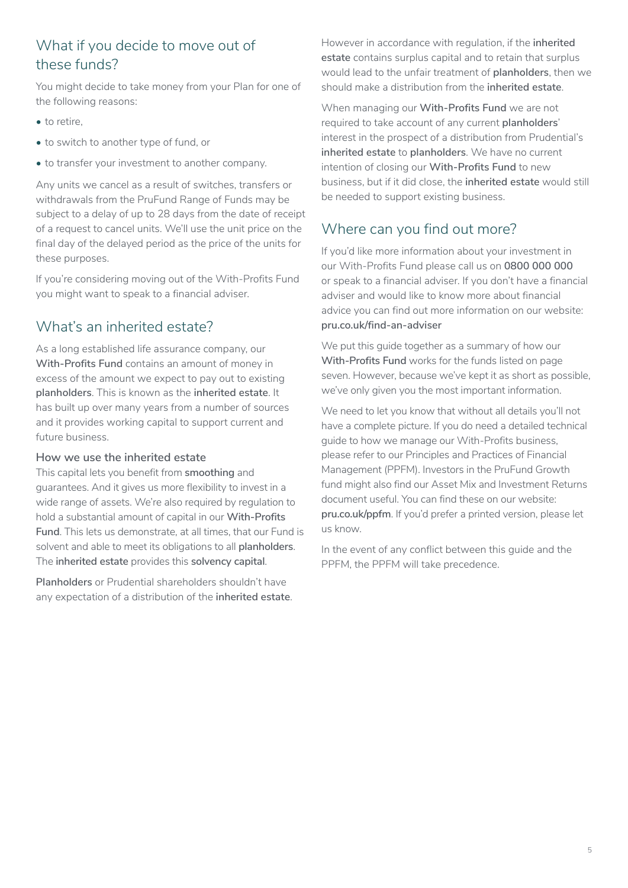## What if you decide to move out of these funds?

You might decide to take money from your Plan for one of the following reasons:

- to retire,
- to switch to another type of fund, or
- to transfer your investment to another company.

Any units we cancel as a result of switches, transfers or withdrawals from the PruFund Range of Funds may be subject to a delay of up to 28 days from the date of receipt of a request to cancel units. We'll use the unit price on the final day of the delayed period as the price of the units for these purposes.

If you're considering moving out of the With-Profits Fund you might want to speak to a financial adviser.

## What's an inherited estate?

As a long established life assurance company, our **With-Profits Fund** contains an amount of money in excess of the amount we expect to pay out to existing **planholders**. This is known as the **inherited estate**. It has built up over many years from a number of sources and it provides working capital to support current and future business.

### How we use the inherited estate

This capital lets you benefit from **smoothing** and guarantees. And it gives us more flexibility to invest in a wide range of assets. We're also required by regulation to hold a substantial amount of capital in our **With-Profits Fund**. This lets us demonstrate, at all times, that our Fund is solvent and able to meet its obligations to all **planholders**. The **inherited estate** provides this **solvency capital**.

**Planholders** or Prudential shareholders shouldn't have any expectation of a distribution of the **inherited estate**. However in accordance with regulation, if the **inherited estate** contains surplus capital and to retain that surplus would lead to the unfair treatment of **planholders**, then we should make a distribution from the **inherited estate**.

When managing our **With-Profits Fund** we are not required to take account of any current **planholders**' interest in the prospect of a distribution from Prudential's **inherited estate** to **planholders**. We have no current intention of closing our **With-Profits Fund** to new business, but if it did close, the **inherited estate** would still be needed to support existing business.

## Where can you find out more?

If you'd like more information about your investment in our With-Profits Fund please call us on **0800 000 000** or speak to a financial adviser. If you don't have a financial adviser and would like to know more about financial advice you can find out more information on our website: **pru.co.uk/find-an-adviser**

We put this guide together as a summary of how our **With-Profits Fund** works for the funds listed on page seven. However, because we've kept it as short as possible, we've only given you the most important information.

We need to let you know that without all details you'll not have a complete picture. If you do need a detailed technical guide to how we manage our With-Profits business, please refer to our Principles and Practices of Financial Management (PPFM). Investors in the PruFund Growth fund might also find our Asset Mix and Investment Returns document useful. You can find these on our website: **pru.co.uk/ppfm**. If you'd prefer a printed version, please let us know.

In the event of any conflict between this guide and the PPFM, the PPFM will take precedence.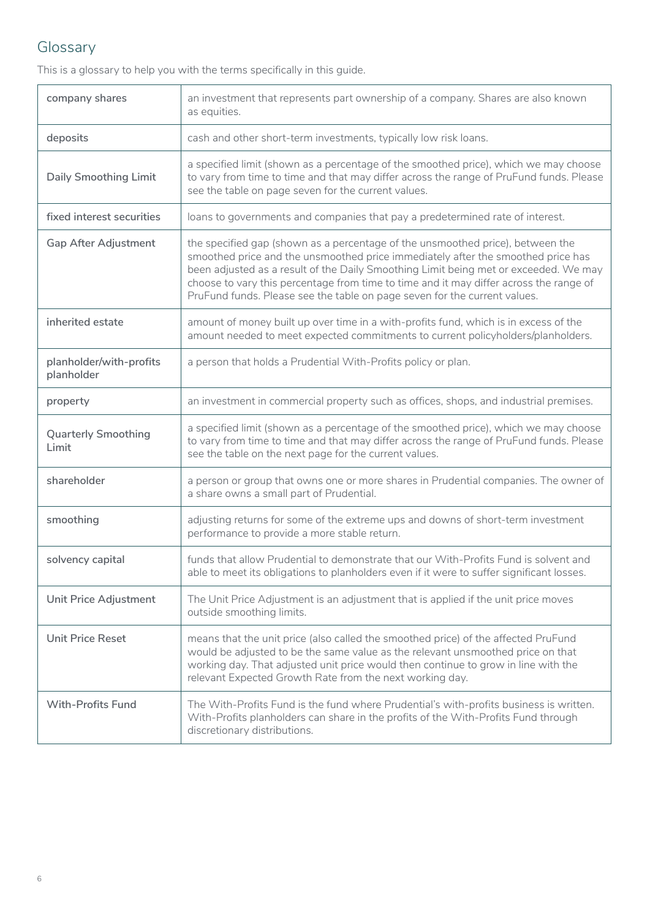## Glossary

This is a glossary to help you with the terms specifically in this guide.

| | |
|---|---|
| **company shares** | an investment that represents part ownership of a company. Shares are also known as equities. |
| **deposits** | cash and other short-term investments, typically low risk loans. |
| **Daily Smoothing Limit** | a specified limit (shown as a percentage of the smoothed price), which we may choose to vary from time to time and that may differ across the range of PruFund funds. Please see the table on page seven for the current values. |
| **fixed interest securities** | loans to governments and companies that pay a predetermined rate of interest. |
| **Gap After Adjustment** | the specified gap (shown as a percentage of the unsmoothed price), between the smoothed price and the unsmoothed price immediately after the smoothed price has been adjusted as a result of the Daily Smoothing Limit being met or exceeded. We may choose to vary this percentage from time to time and it may differ across the range of PruFund funds. Please see the table on page seven for the current values. |
| **inherited estate** | amount of money built up over time in a with-profits fund, which is in excess of the amount needed to meet expected commitments to current policyholders/planholders. |
| **planholder/with-profits planholder** | a person that holds a Prudential With-Profits policy or plan. |
| **property** | an investment in commercial property such as offices, shops, and industrial premises. |
| **Quarterly Smoothing Limit** | a specified limit (shown as a percentage of the smoothed price), which we may choose to vary from time to time and that may differ across the range of PruFund funds. Please see the table on the next page for the current values. |
| **shareholder** | a person or group that owns one or more shares in Prudential companies. The owner of a share owns a small part of Prudential. |
| **smoothing** | adjusting returns for some of the extreme ups and downs of short-term investment performance to provide a more stable return. |
| **solvency capital** | funds that allow Prudential to demonstrate that our With-Profits Fund is solvent and able to meet its obligations to planholders even if it were to suffer significant losses. |
| **Unit Price Adjustment** | The Unit Price Adjustment is an adjustment that is applied if the unit price moves outside smoothing limits. |
| **Unit Price Reset** | means that the unit price (also called the smoothed price) of the affected PruFund would be adjusted to be the same value as the relevant unsmoothed price on that working day. That adjusted unit price would then continue to grow in line with the relevant Expected Growth Rate from the next working day. |
| **With-Profits Fund** | The With-Profits Fund is the fund where Prudential's with-profits business is written. With-Profits planholders can share in the profits of the With-Profits Fund through discretionary distributions. |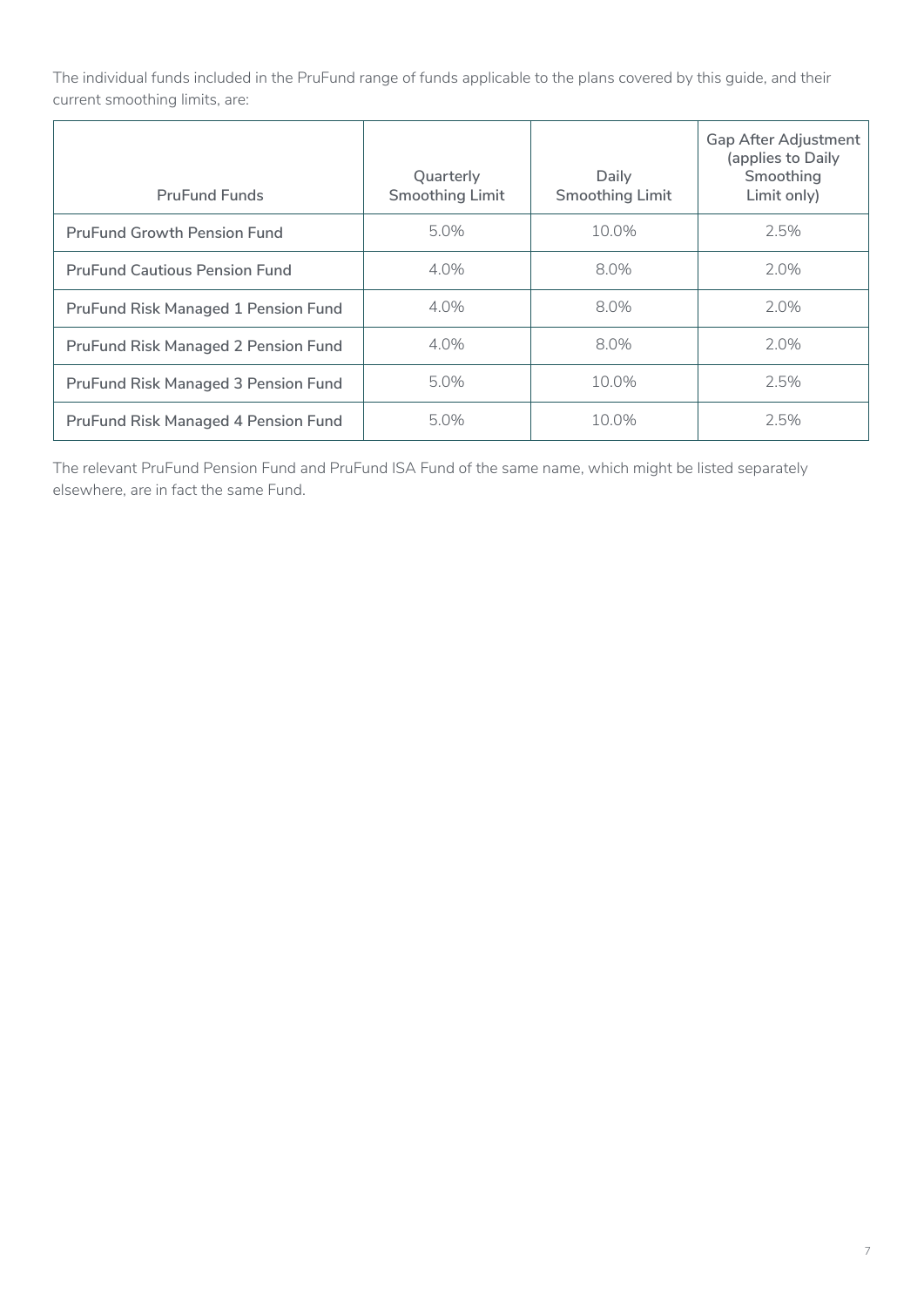The individual funds included in the PruFund range of funds applicable to the plans covered by this guide, and their current smoothing limits, are:

| PruFund Funds | Quarterly Smoothing Limit | Daily Smoothing Limit | Gap After Adjustment (applies to Daily Smoothing Limit only) |
|---|---|---|---|
| PruFund Growth Pension Fund | 5.0% | 10.0% | 2.5% |
| PruFund Cautious Pension Fund | 4.0% | 8.0% | 2.0% |
| PruFund Risk Managed 1 Pension Fund | 4.0% | 8.0% | 2.0% |
| PruFund Risk Managed 2 Pension Fund | 4.0% | 8.0% | 2.0% |
| PruFund Risk Managed 3 Pension Fund | 5.0% | 10.0% | 2.5% |
| PruFund Risk Managed 4 Pension Fund | 5.0% | 10.0% | 2.5% |

The relevant PruFund Pension Fund and PruFund ISA Fund of the same name, which might be listed separately elsewhere, are in fact the same Fund.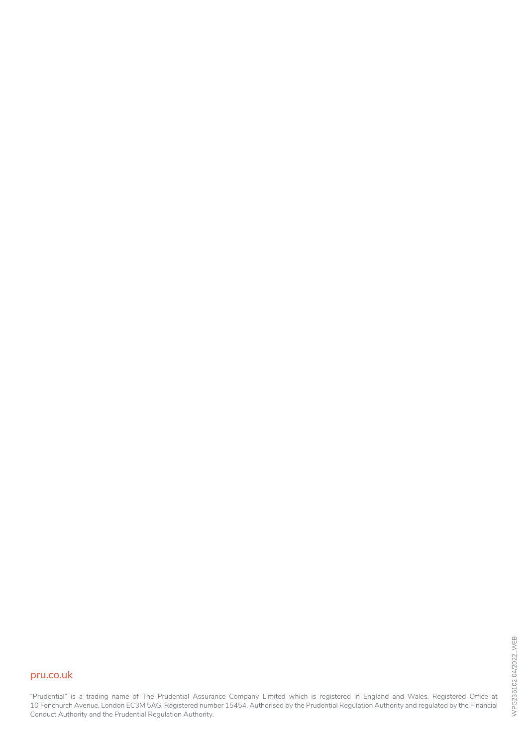pru.co.uk

"Prudential" is a trading name of The Prudential Assurance Company Limited which is registered in England and Wales. Registered Office at 10 Fenchurch Avenue, London EC3M 5AG. Registered number 15454. Authorised by the Prudential Regulation Authority and regulated by the Financial Conduct Authority and the Prudential Regulation Authority.

WPG235102 04/2022_WEB